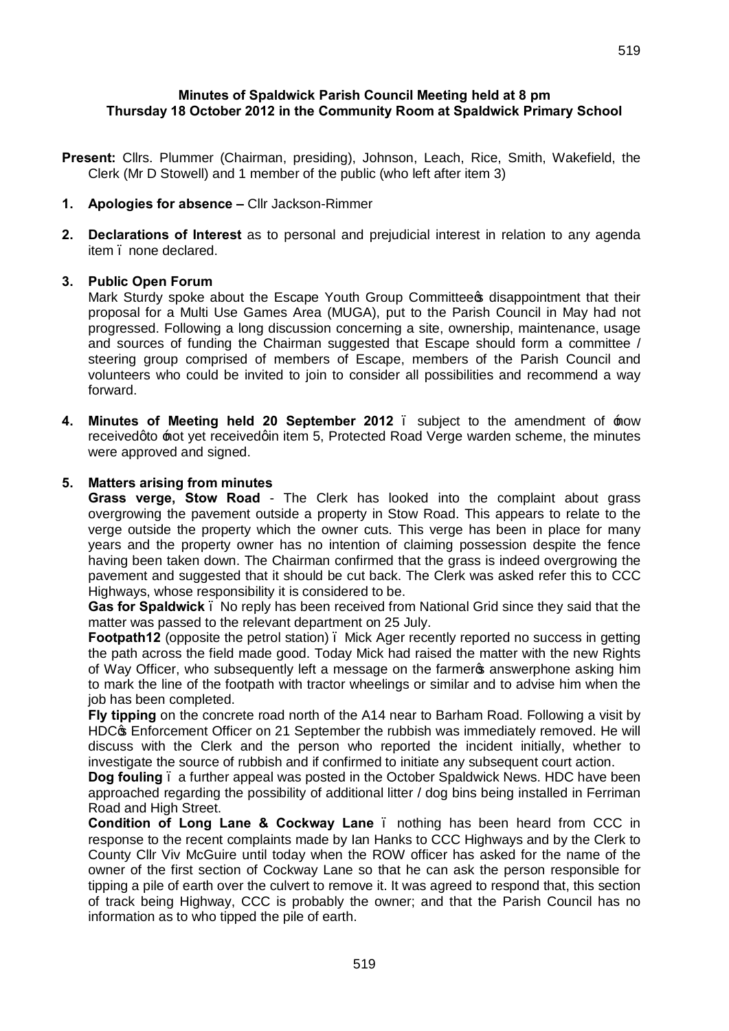**Minutes of Spaldwick Parish Council Meeting held at 8 pm**
**Thursday 18 October 2012 in the Community Room at Spaldwick Primary School**

**Present:** Cllrs. Plummer (Chairman, presiding), Johnson, Leach, Rice, Smith, Wakefield, the Clerk (Mr D Stowell) and 1 member of the public (who left after item 3)

1. **Apologies for absence –** Cllr Jackson-Rimmer

2. **Declarations of Interest** as to personal and prejudicial interest in relation to any agenda item – none declared.

3. **Public Open Forum**
   Mark Sturdy spoke about the Escape Youth Group Committee's disappointment that their proposal for a Multi Use Games Area (MUGA), put to the Parish Council in May had not progressed. Following a long discussion concerning a site, ownership, maintenance, usage and sources of funding the Chairman suggested that Escape should form a committee / steering group comprised of members of Escape, members of the Parish Council and volunteers who could be invited to join to consider all possibilities and recommend a way forward.

4. **Minutes of Meeting held 20 September 2012** – subject to the amendment of 'now received' to 'not yet received' in item 5, Protected Road Verge warden scheme, the minutes were approved and signed.

5. **Matters arising from minutes**
   **Grass verge, Stow Road** - The Clerk has looked into the complaint about grass overgrowing the pavement outside a property in Stow Road. This appears to relate to the verge outside the property which the owner cuts. This verge has been in place for many years and the property owner has no intention of claiming possession despite the fence having been taken down. The Chairman confirmed that the grass is indeed overgrowing the pavement and suggested that it should be cut back. The Clerk was asked refer this to CCC Highways, whose responsibility it is considered to be.
   **Gas for Spaldwick** – No reply has been received from National Grid since they said that the matter was passed to the relevant department on 25 July.
   **Footpath12** (opposite the petrol station) – Mick Ager recently reported no success in getting the path across the field made good. Today Mick had raised the matter with the new Rights of Way Officer, who subsequently left a message on the farmer's answerphone asking him to mark the line of the footpath with tractor wheelings or similar and to advise him when the job has been completed.
   **Fly tipping** on the concrete road north of the A14 near to Barham Road. Following a visit by HDC's Enforcement Officer on 21 September the rubbish was immediately removed. He will discuss with the Clerk and the person who reported the incident initially, whether to investigate the source of rubbish and if confirmed to initiate any subsequent court action.
   **Dog fouling** – a further appeal was posted in the October Spaldwick News. HDC have been approached regarding the possibility of additional litter / dog bins being installed in Ferriman Road and High Street.
   **Condition of Long Lane & Cockway Lane** – nothing has been heard from CCC in response to the recent complaints made by Ian Hanks to CCC Highways and by the Clerk to County Cllr Viv McGuire until today when the ROW officer has asked for the name of the owner of the first section of Cockway Lane so that he can ask the person responsible for tipping a pile of earth over the culvert to remove it. It was agreed to respond that, this section of track being Highway, CCC is probably the owner; and that the Parish Council has no information as to who tipped the pile of earth.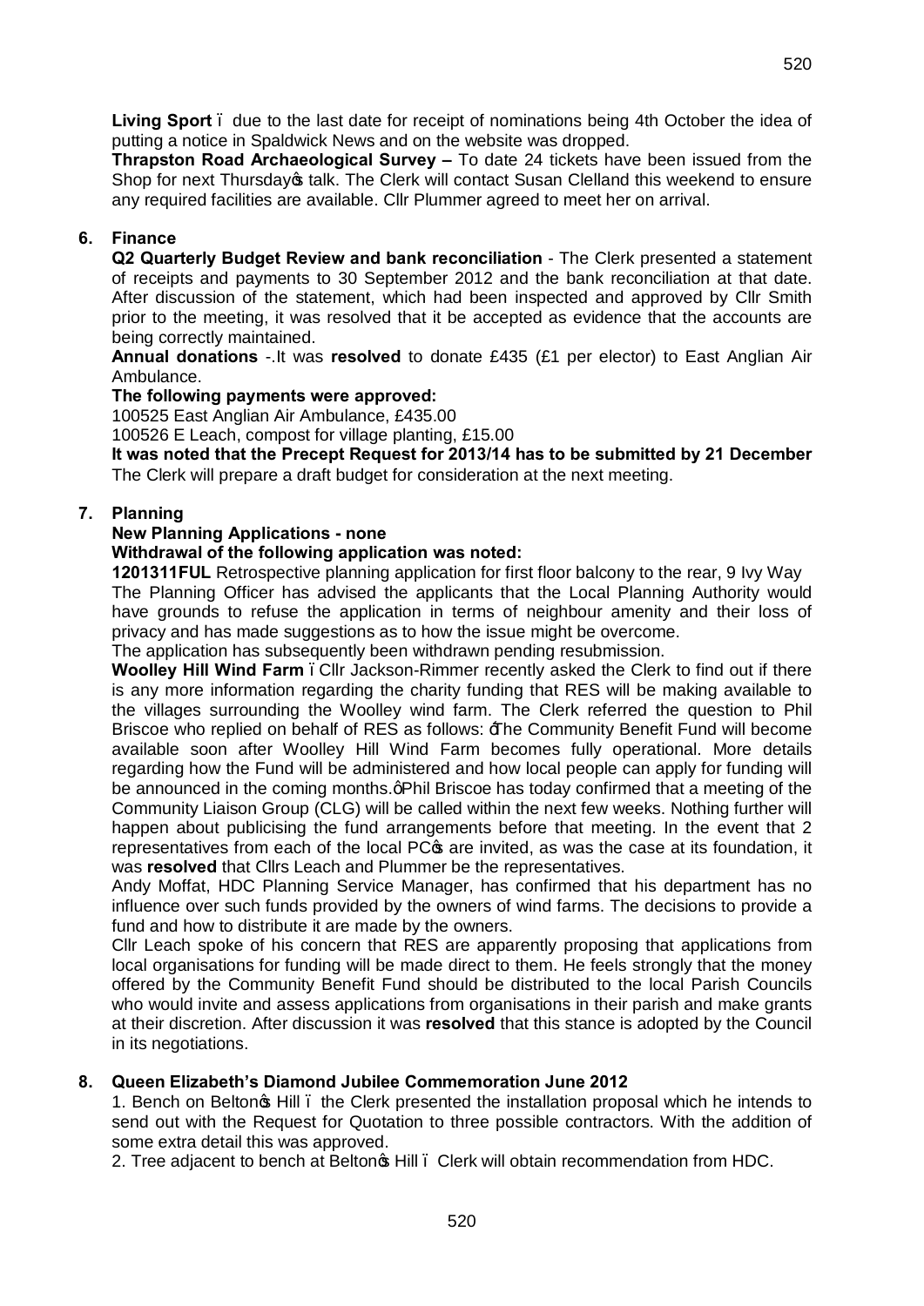**Living Sport** – due to the last date for receipt of nominations being 4th October the idea of putting a notice in Spaldwick News and on the website was dropped.

**Thrapston Road Archaeological Survey –** To date 24 tickets have been issued from the Shop for next Thursday's talk. The Clerk will contact Susan Clelland this weekend to ensure any required facilities are available. Cllr Plummer agreed to meet her on arrival.

## 6. Finance

**Q2 Quarterly Budget Review and bank reconciliation** - The Clerk presented a statement of receipts and payments to 30 September 2012 and the bank reconciliation at that date. After discussion of the statement, which had been inspected and approved by Cllr Smith prior to the meeting, it was resolved that it be accepted as evidence that the accounts are being correctly maintained.

**Annual donations** -.It was **resolved** to donate £435 (£1 per elector) to East Anglian Air Ambulance.

**The following payments were approved:**

100525 East Anglian Air Ambulance, £435.00

100526 E Leach, compost for village planting, £15.00

**It was noted that the Precept Request for 2013/14 has to be submitted by 21 December**

The Clerk will prepare a draft budget for consideration at the next meeting.

## 7. Planning

**New Planning Applications - none**

**Withdrawal of the following application was noted:**

**1201311FUL** Retrospective planning application for first floor balcony to the rear, 9 Ivy Way

The Planning Officer has advised the applicants that the Local Planning Authority would have grounds to refuse the application in terms of neighbour amenity and their loss of privacy and has made suggestions as to how the issue might be overcome.

The application has subsequently been withdrawn pending resubmission.

**Woolley Hill Wind Farm** – Cllr Jackson-Rimmer recently asked the Clerk to find out if there is any more information regarding the charity funding that RES will be making available to the villages surrounding the Woolley wind farm. The Clerk referred the question to Phil Briscoe who replied on behalf of RES as follows: "The Community Benefit Fund will become available soon after Woolley Hill Wind Farm becomes fully operational. More details regarding how the Fund will be administered and how local people can apply for funding will be announced in the coming months." Phil Briscoe has today confirmed that a meeting of the Community Liaison Group (CLG) will be called within the next few weeks. Nothing further will happen about publicising the fund arrangements before that meeting. In the event that 2 representatives from each of the local PC's are invited, as was the case at its foundation, it was **resolved** that Cllrs Leach and Plummer be the representatives.

Andy Moffat, HDC Planning Service Manager, has confirmed that his department has no influence over such funds provided by the owners of wind farms. The decisions to provide a fund and how to distribute it are made by the owners.

Cllr Leach spoke of his concern that RES are apparently proposing that applications from local organisations for funding will be made direct to them. He feels strongly that the money offered by the Community Benefit Fund should be distributed to the local Parish Councils who would invite and assess applications from organisations in their parish and make grants at their discretion. After discussion it was **resolved** that this stance is adopted by the Council in its negotiations.

## 8. Queen Elizabeth's Diamond Jubilee Commemoration June 2012

1. Bench on Belton's Hill – the Clerk presented the installation proposal which he intends to send out with the Request for Quotation to three possible contractors. With the addition of some extra detail this was approved.
2. Tree adjacent to bench at Belton's Hill – Clerk will obtain recommendation from HDC.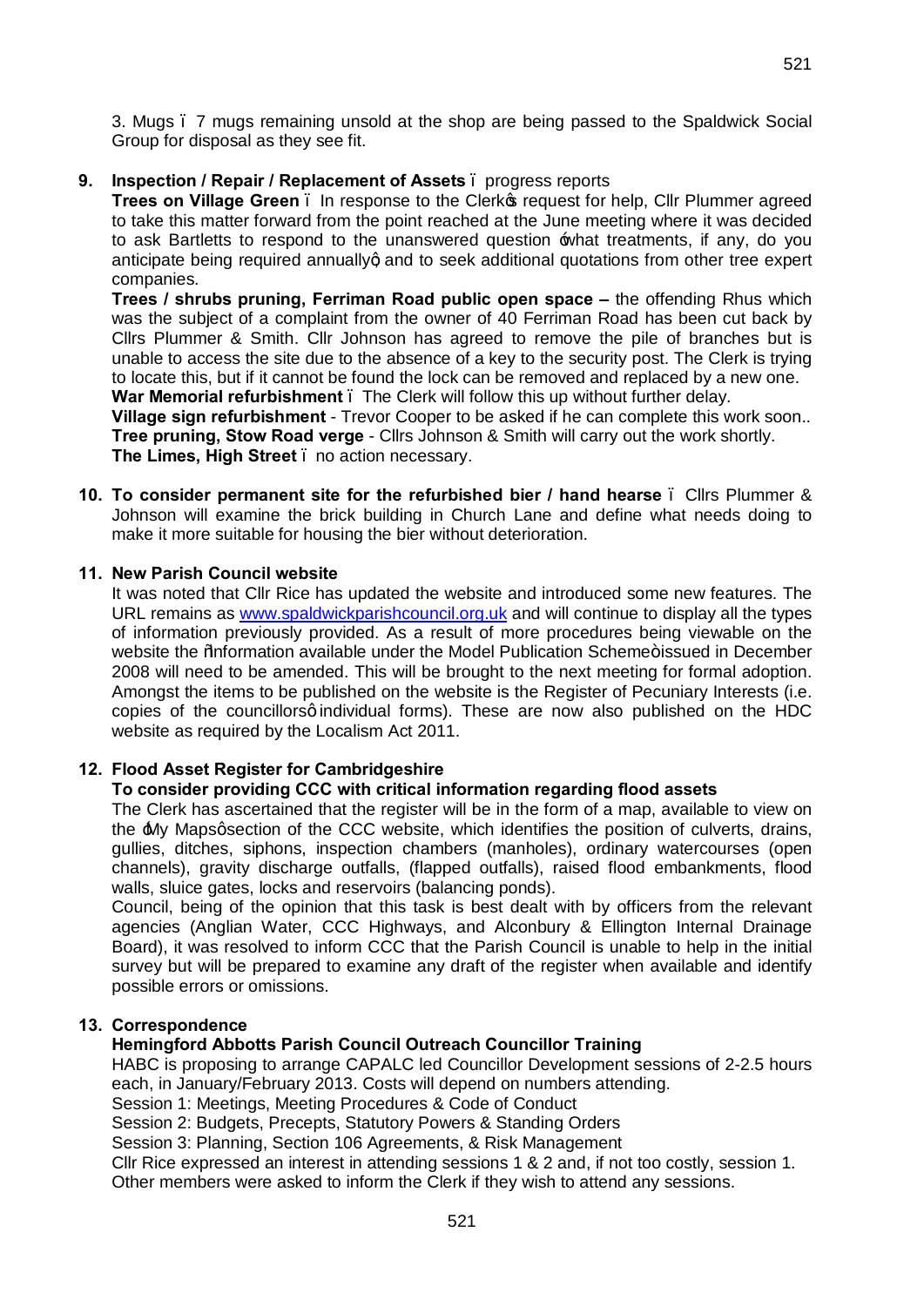3. Mugs – 7 mugs remaining unsold at the shop are being passed to the Spaldwick Social Group for disposal as they see fit.

**9. Inspection / Repair / Replacement of Assets** – progress reports

**Trees on Village Green** – In response to the Clerk's request for help, Cllr Plummer agreed to take this matter forward from the point reached at the June meeting where it was decided to ask Bartletts to respond to the unanswered question 'what treatments, if any, do you anticipate being required annually' and to seek additional quotations from other tree expert companies.

**Trees / shrubs pruning, Ferriman Road public open space –** the offending Rhus which was the subject of a complaint from the owner of 40 Ferriman Road has been cut back by Cllrs Plummer & Smith. Cllr Johnson has agreed to remove the pile of branches but is unable to access the site due to the absence of a key to the security post. The Clerk is trying to locate this, but if it cannot be found the lock can be removed and replaced by a new one.

**War Memorial refurbishment** – The Clerk will follow this up without further delay.

**Village sign refurbishment** - Trevor Cooper to be asked if he can complete this work soon..

**Tree pruning, Stow Road verge** - Cllrs Johnson & Smith will carry out the work shortly.

**The Limes, High Street** – no action necessary.

**10. To consider permanent site for the refurbished bier / hand hearse** – Cllrs Plummer & Johnson will examine the brick building in Church Lane and define what needs doing to make it more suitable for housing the bier without deterioration.

**11. New Parish Council website**

It was noted that Cllr Rice has updated the website and introduced some new features. The URL remains as www.spaldwickparishcouncil.org.uk and will continue to display all the types of information previously provided. As a result of more procedures being viewable on the website the "Information available under the Model Publication Scheme" issued in December 2008 will need to be amended. This will be brought to the next meeting for formal adoption. Amongst the items to be published on the website is the Register of Pecuniary Interests (i.e. copies of the councillors' individual forms). These are now also published on the HDC website as required by the Localism Act 2011.

**12. Flood Asset Register for Cambridgeshire**

**To consider providing CCC with critical information regarding flood assets**

The Clerk has ascertained that the register will be in the form of a map, available to view on the 'My Maps' section of the CCC website, which identifies the position of culverts, drains, gullies, ditches, siphons, inspection chambers (manholes), ordinary watercourses (open channels), gravity discharge outfalls, (flapped outfalls), raised flood embankments, flood walls, sluice gates, locks and reservoirs (balancing ponds).

Council, being of the opinion that this task is best dealt with by officers from the relevant agencies (Anglian Water, CCC Highways, and Alconbury & Ellington Internal Drainage Board), it was resolved to inform CCC that the Parish Council is unable to help in the initial survey but will be prepared to examine any draft of the register when available and identify possible errors or omissions.

**13. Correspondence**

**Hemingford Abbotts Parish Council Outreach Councillor Training**

HABC is proposing to arrange CAPALC led Councillor Development sessions of 2-2.5 hours each, in January/February 2013. Costs will depend on numbers attending.

Session 1: Meetings, Meeting Procedures & Code of Conduct

Session 2: Budgets, Precepts, Statutory Powers & Standing Orders

Session 3: Planning, Section 106 Agreements, & Risk Management

Cllr Rice expressed an interest in attending sessions 1 & 2 and, if not too costly, session 1. Other members were asked to inform the Clerk if they wish to attend any sessions.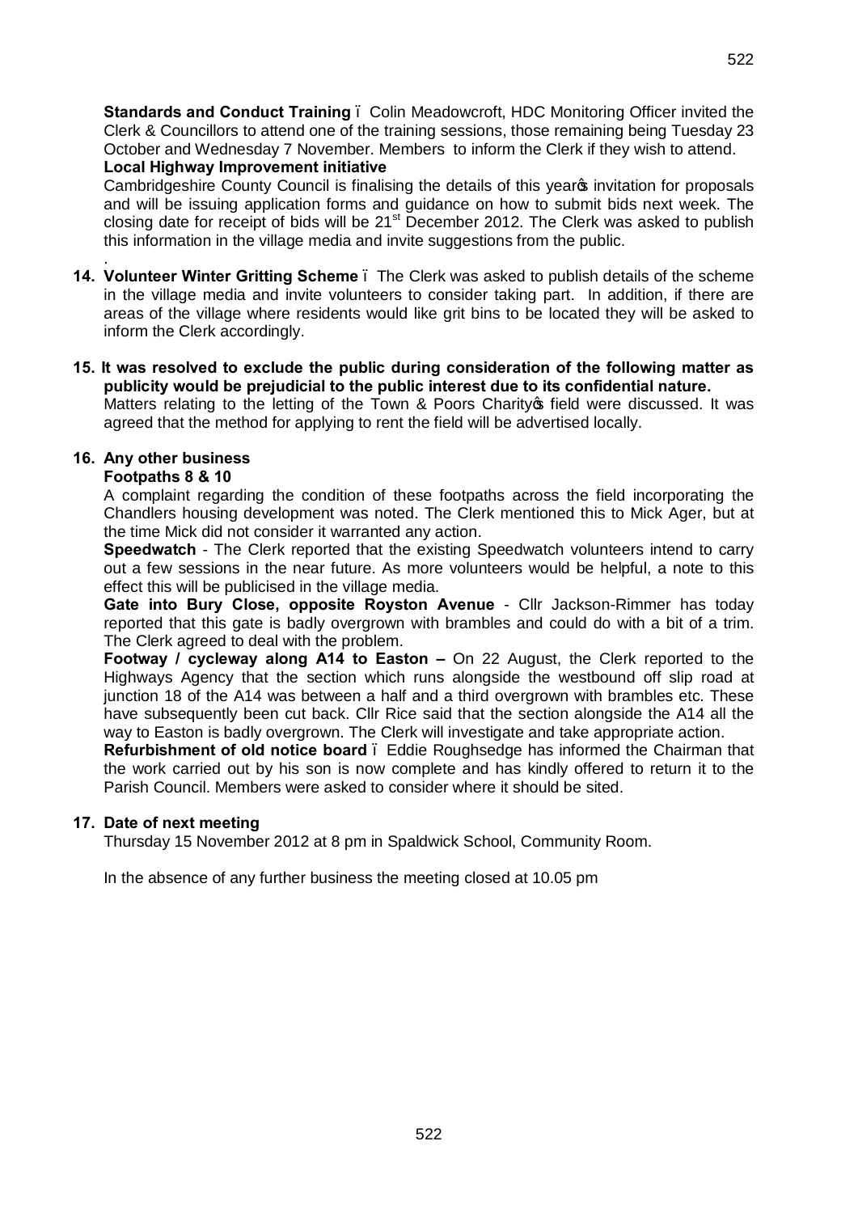**Standards and Conduct Training** – Colin Meadowcroft, HDC Monitoring Officer invited the Clerk & Councillors to attend one of the training sessions, those remaining being Tuesday 23 October and Wednesday 7 November. Members to inform the Clerk if they wish to attend.

**Local Highway Improvement initiative**

Cambridgeshire County Council is finalising the details of this year's invitation for proposals and will be issuing application forms and guidance on how to submit bids next week. The closing date for receipt of bids will be 21st December 2012. The Clerk was asked to publish this information in the village media and invite suggestions from the public.

.

**14. Volunteer Winter Gritting Scheme** – The Clerk was asked to publish details of the scheme in the village media and invite volunteers to consider taking part. In addition, if there are areas of the village where residents would like grit bins to be located they will be asked to inform the Clerk accordingly.

**15. It was resolved to exclude the public during consideration of the following matter as publicity would be prejudicial to the public interest due to its confidential nature.**

Matters relating to the letting of the Town & Poors Charity's field were discussed. It was agreed that the method for applying to rent the field will be advertised locally.

**16. Any other business**

**Footpaths 8 & 10**

A complaint regarding the condition of these footpaths across the field incorporating the Chandlers housing development was noted. The Clerk mentioned this to Mick Ager, but at the time Mick did not consider it warranted any action.

**Speedwatch** - The Clerk reported that the existing Speedwatch volunteers intend to carry out a few sessions in the near future. As more volunteers would be helpful, a note to this effect this will be publicised in the village media.

**Gate into Bury Close, opposite Royston Avenue** - Cllr Jackson-Rimmer has today reported that this gate is badly overgrown with brambles and could do with a bit of a trim. The Clerk agreed to deal with the problem.

**Footway / cycleway along A14 to Easton –** On 22 August, the Clerk reported to the Highways Agency that the section which runs alongside the westbound off slip road at junction 18 of the A14 was between a half and a third overgrown with brambles etc. These have subsequently been cut back. Cllr Rice said that the section alongside the A14 all the way to Easton is badly overgrown. The Clerk will investigate and take appropriate action.

**Refurbishment of old notice board** – Eddie Roughsedge has informed the Chairman that the work carried out by his son is now complete and has kindly offered to return it to the Parish Council. Members were asked to consider where it should be sited.

**17. Date of next meeting**

Thursday 15 November 2012 at 8 pm in Spaldwick School, Community Room.

In the absence of any further business the meeting closed at 10.05 pm